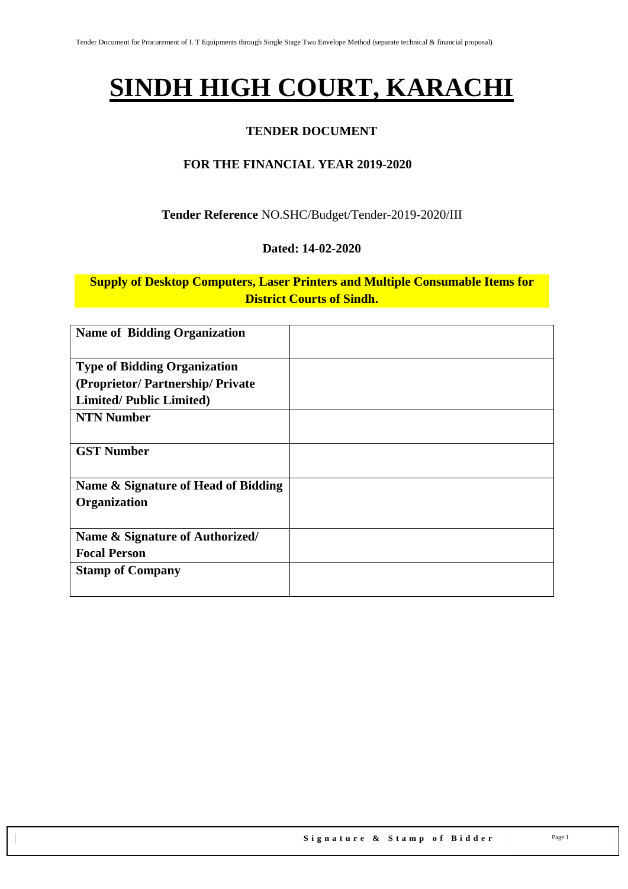# SINDH HIGH COURT, KARACHI

## TENDER DOCUMENT

## FOR THE FINANCIAL YEAR 2019-2020

**Tender Reference** NO.SHC/Budget/Tender-2019-2020/III

**Dated: 14-02-2020**

**Supply of Desktop Computers, Laser Printers and Multiple Consumable Items for District Courts of Sindh.**

| **Name of Bidding Organization** | |
|---|---|
| **Type of Bidding Organization (Proprietor/ Partnership/ Private Limited/ Public Limited)** | |
| **NTN Number** | |
| **GST Number** | |
| **Name & Signature of Head of Bidding Organization** | |
| **Name & Signature of Authorized/ Focal Person** | |
| **Stamp of Company** | |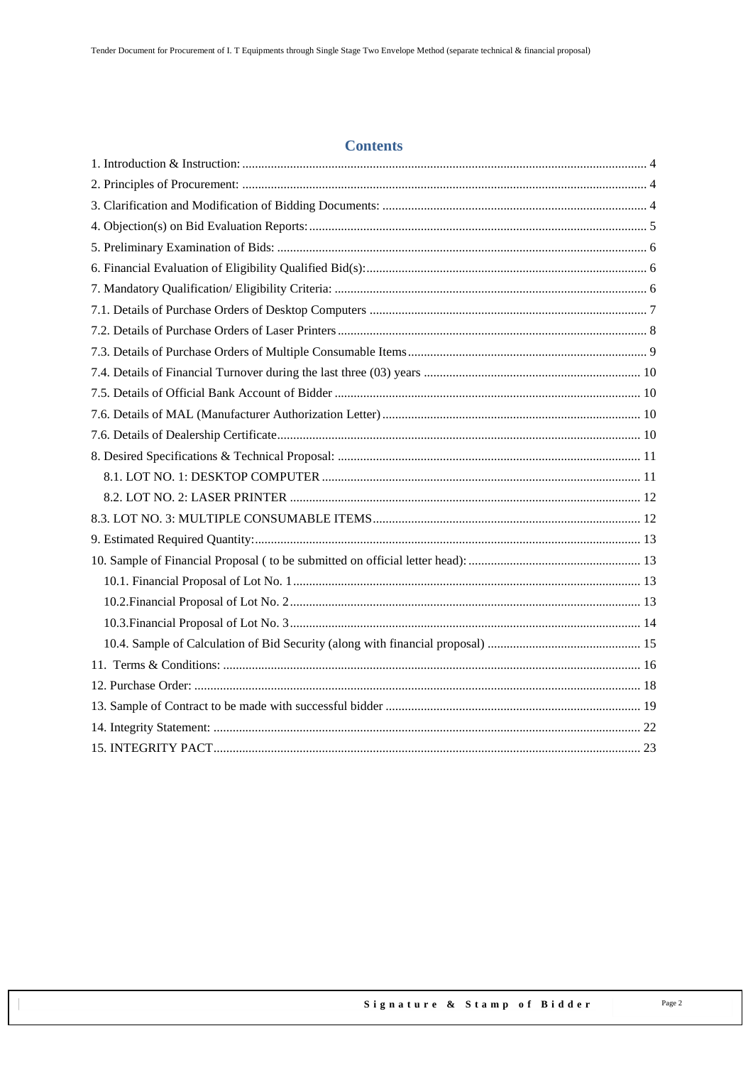# Contents

1. Introduction & Instruction: 4
2. Principles of Procurement: 4
3. Clarification and Modification of Bidding Documents: 4
4. Objection(s) on Bid Evaluation Reports: 5
5. Preliminary Examination of Bids: 6
6. Financial Evaluation of Eligibility Qualified Bid(s): 6
7. Mandatory Qualification/ Eligibility Criteria: 6
7.1. Details of Purchase Orders of Desktop Computers 7
7.2. Details of Purchase Orders of Laser Printers 8
7.3. Details of Purchase Orders of Multiple Consumable Items 9
7.4. Details of Financial Turnover during the last three (03) years 10
7.5. Details of Official Bank Account of Bidder 10
7.6. Details of MAL (Manufacturer Authorization Letter) 10
7.6. Details of Dealership Certificate 10
8. Desired Specifications & Technical Proposal: 11
  8.1. LOT NO. 1: DESKTOP COMPUTER 11
  8.2. LOT NO. 2: LASER PRINTER 12
8.3. LOT NO. 3: MULTIPLE CONSUMABLE ITEMS 12
9. Estimated Required Quantity: 13
10. Sample of Financial Proposal ( to be submitted on official letter head): 13
  10.1. Financial Proposal of Lot No. 1 13
  10.2.Financial Proposal of Lot No. 2 13
  10.3.Financial Proposal of Lot No. 3 14
  10.4. Sample of Calculation of Bid Security (along with financial proposal) 15
11. Terms & Conditions: 16
12. Purchase Order: 18
13. Sample of Contract to be made with successful bidder 19
14. Integrity Statement: 22
15. INTEGRITY PACT 23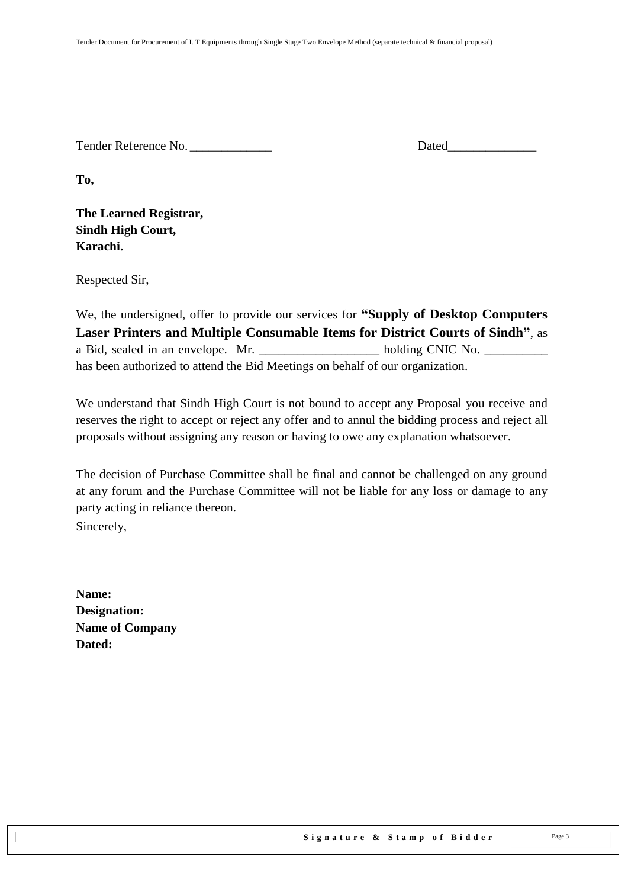Tender Reference No. _____________ Dated______________

**To,**

**The Learned Registrar,**
**Sindh High Court,**
**Karachi.**

Respected Sir,

We, the undersigned, offer to provide our services for **"Supply of Desktop Computers Laser Printers and Multiple Consumable Items for District Courts of Sindh"**, as a Bid, sealed in an envelope. Mr. __________________ holding CNIC No. __________ has been authorized to attend the Bid Meetings on behalf of our organization.

We understand that Sindh High Court is not bound to accept any Proposal you receive and reserves the right to accept or reject any offer and to annul the bidding process and reject all proposals without assigning any reason or having to owe any explanation whatsoever.

The decision of Purchase Committee shall be final and cannot be challenged on any ground at any forum and the Purchase Committee will not be liable for any loss or damage to any party acting in reliance thereon.

Sincerely,

**Name:**
**Designation:**
**Name of Company**
**Dated:**

**Signature & Stamp of Bidder**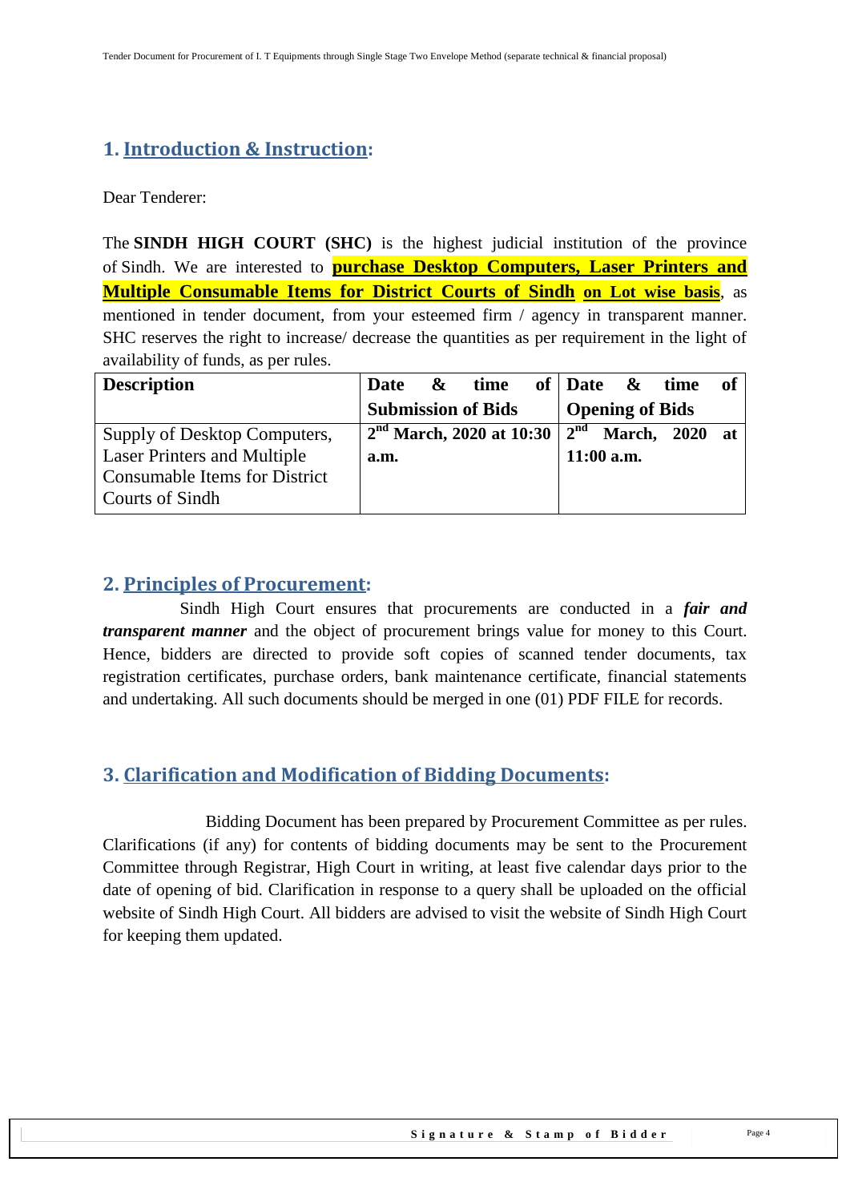## 1. Introduction & Instruction:

Dear Tenderer:

The **SINDH HIGH COURT (SHC)** is the highest judicial institution of the province of Sindh. We are interested to **purchase Desktop Computers, Laser Printers and Multiple Consumable Items for District Courts of Sindh** **on Lot wise basis**, as mentioned in tender document, from your esteemed firm / agency in transparent manner. SHC reserves the right to increase/ decrease the quantities as per requirement in the light of availability of funds, as per rules.

| **Description** | **Date & time of Submission of Bids** | **Date & time of Opening of Bids** |
|---|---|---|
| Supply of Desktop Computers, Laser Printers and Multiple Consumable Items for District Courts of Sindh | **2nd March, 2020 at 10:30 a.m.** | **2nd March, 2020 at 11:00 a.m.** |

## 2. Principles of Procurement:

Sindh High Court ensures that procurements are conducted in a ***fair and transparent manner*** and the object of procurement brings value for money to this Court. Hence, bidders are directed to provide soft copies of scanned tender documents, tax registration certificates, purchase orders, bank maintenance certificate, financial statements and undertaking. All such documents should be merged in one (01) PDF FILE for records.

## 3. Clarification and Modification of Bidding Documents:

Bidding Document has been prepared by Procurement Committee as per rules. Clarifications (if any) for contents of bidding documents may be sent to the Procurement Committee through Registrar, High Court in writing, at least five calendar days prior to the date of opening of bid. Clarification in response to a query shall be uploaded on the official website of Sindh High Court. All bidders are advised to visit the website of Sindh High Court for keeping them updated.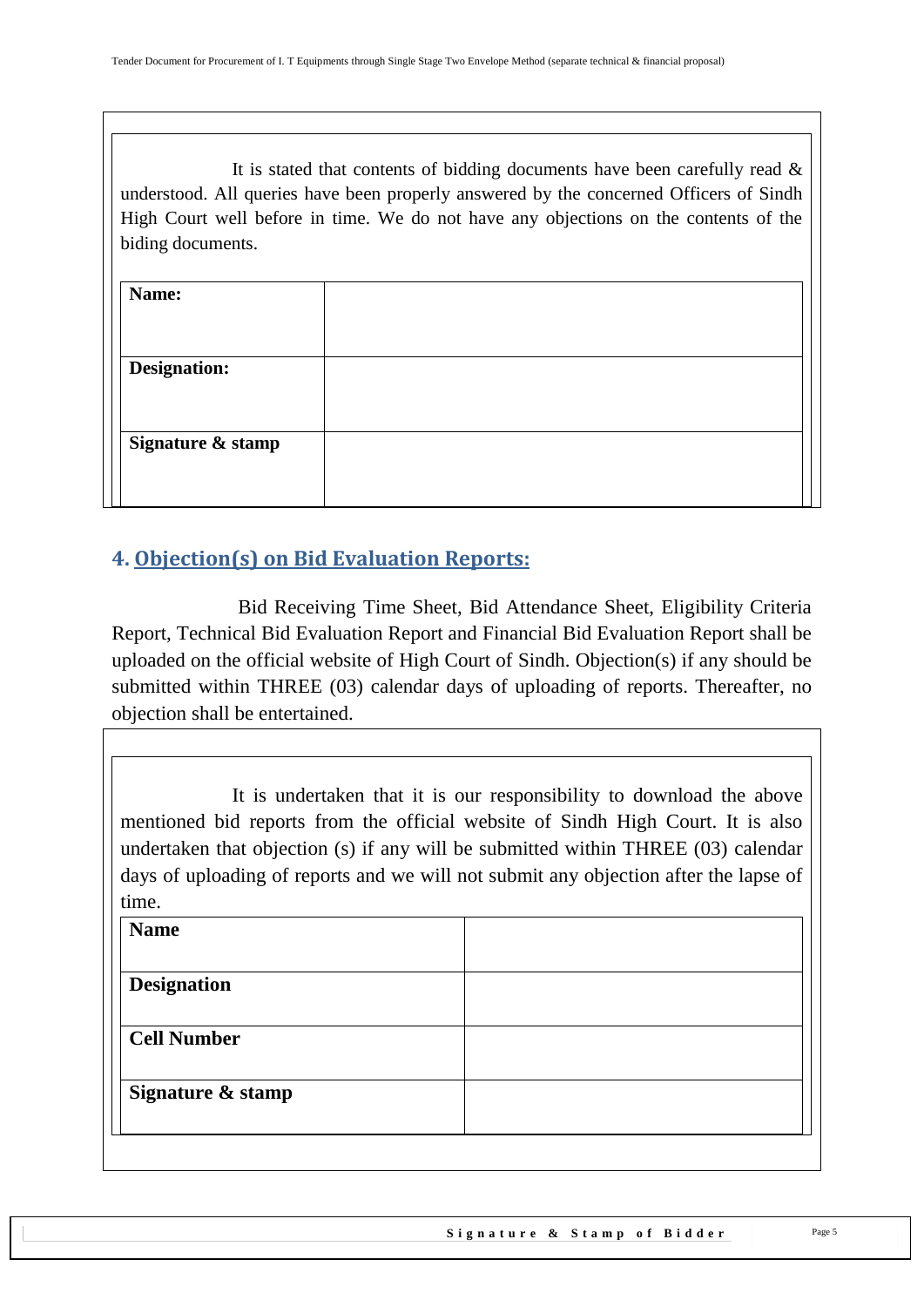It is stated that contents of bidding documents have been carefully read & understood. All queries have been properly answered by the concerned Officers of Sindh High Court well before in time. We do not have any objections on the contents of the biding documents.

| **Name:** | |
|---|---|
| **Designation:** | |
| **Signature & stamp** | |

## 4. Objection(s) on Bid Evaluation Reports:

Bid Receiving Time Sheet, Bid Attendance Sheet, Eligibility Criteria Report, Technical Bid Evaluation Report and Financial Bid Evaluation Report shall be uploaded on the official website of High Court of Sindh. Objection(s) if any should be submitted within THREE (03) calendar days of uploading of reports. Thereafter, no objection shall be entertained.

It is undertaken that it is our responsibility to download the above mentioned bid reports from the official website of Sindh High Court. It is also undertaken that objection (s) if any will be submitted within THREE (03) calendar days of uploading of reports and we will not submit any objection after the lapse of time.

| **Name** | |
|---|---|
| **Designation** | |
| **Cell Number** | |
| **Signature & stamp** | |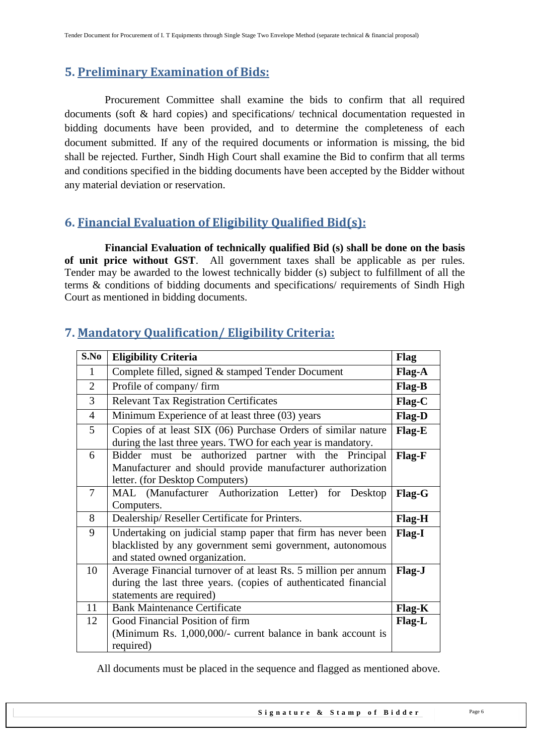## 5. Preliminary Examination of Bids:

Procurement Committee shall examine the bids to confirm that all required documents (soft & hard copies) and specifications/ technical documentation requested in bidding documents have been provided, and to determine the completeness of each document submitted. If any of the required documents or information is missing, the bid shall be rejected. Further, Sindh High Court shall examine the Bid to confirm that all terms and conditions specified in the bidding documents have been accepted by the Bidder without any material deviation or reservation.

## 6. Financial Evaluation of Eligibility Qualified Bid(s):

**Financial Evaluation of technically qualified Bid (s) shall be done on the basis of unit price without GST**. All government taxes shall be applicable as per rules. Tender may be awarded to the lowest technically bidder (s) subject to fulfillment of all the terms & conditions of bidding documents and specifications/ requirements of Sindh High Court as mentioned in bidding documents.

## 7. Mandatory Qualification/ Eligibility Criteria:

| S.No | Eligibility Criteria | Flag |
|---|---|---|
| 1 | Complete filled, signed & stamped Tender Document | Flag-A |
| 2 | Profile of company/ firm | Flag-B |
| 3 | Relevant Tax Registration Certificates | Flag-C |
| 4 | Minimum Experience of at least three (03) years | Flag-D |
| 5 | Copies of at least SIX (06) Purchase Orders of similar nature during the last three years. TWO for each year is mandatory. | Flag-E |
| 6 | Bidder must be authorized partner with the Principal Manufacturer and should provide manufacturer authorization letter. (for Desktop Computers) | Flag-F |
| 7 | MAL (Manufacturer Authorization Letter) for Desktop Computers. | Flag-G |
| 8 | Dealership/ Reseller Certificate for Printers. | Flag-H |
| 9 | Undertaking on judicial stamp paper that firm has never been blacklisted by any government semi government, autonomous and stated owned organization. | Flag-I |
| 10 | Average Financial turnover of at least Rs. 5 million per annum during the last three years. (copies of authenticated financial statements are required) | Flag-J |
| 11 | Bank Maintenance Certificate | Flag-K |
| 12 | Good Financial Position of firm<br>(Minimum Rs. 1,000,000/- current balance in bank account is required) | Flag-L |

All documents must be placed in the sequence and flagged as mentioned above.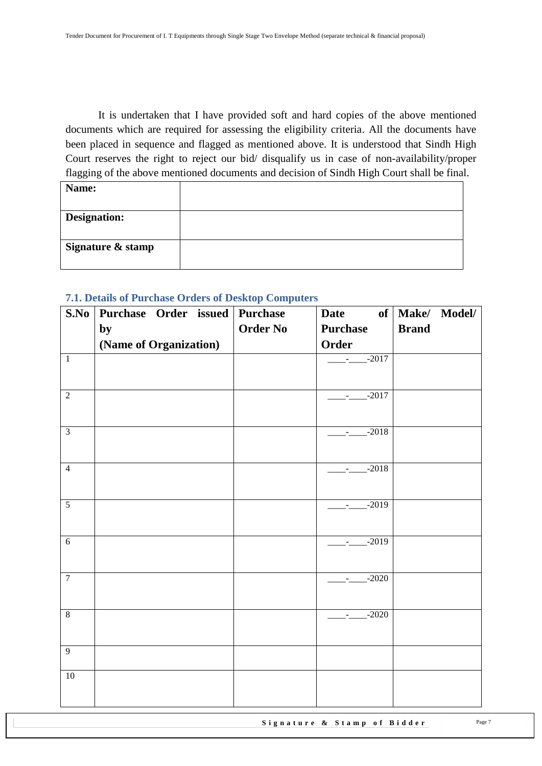It is undertaken that I have provided soft and hard copies of the above mentioned documents which are required for assessing the eligibility criteria. All the documents have been placed in sequence and flagged as mentioned above. It is understood that Sindh High Court reserves the right to reject our bid/ disqualify us in case of non-availability/proper flagging of the above mentioned documents and decision of Sindh High Court shall be final.

| **Name:** | |
|---|---|
| **Designation:** | |
| **Signature & stamp** | |

### 7.1. Details of Purchase Orders of Desktop Computers

| S.No | Purchase Order issued by (Name of Organization) | Purchase Order No | Date of Purchase Order | Make/ Model/ Brand |
|---|---|---|---|---|
| 1 | | | ____-____-2017 | |
| 2 | | | ____-____-2017 | |
| 3 | | | ____-____-2018 | |
| 4 | | | ____-____-2018 | |
| 5 | | | ____-____-2019 | |
| 6 | | | ____-____-2019 | |
| 7 | | | ____-____-2020 | |
| 8 | | | ____-____-2020 | |
| 9 | | | | |
| 10 | | | | |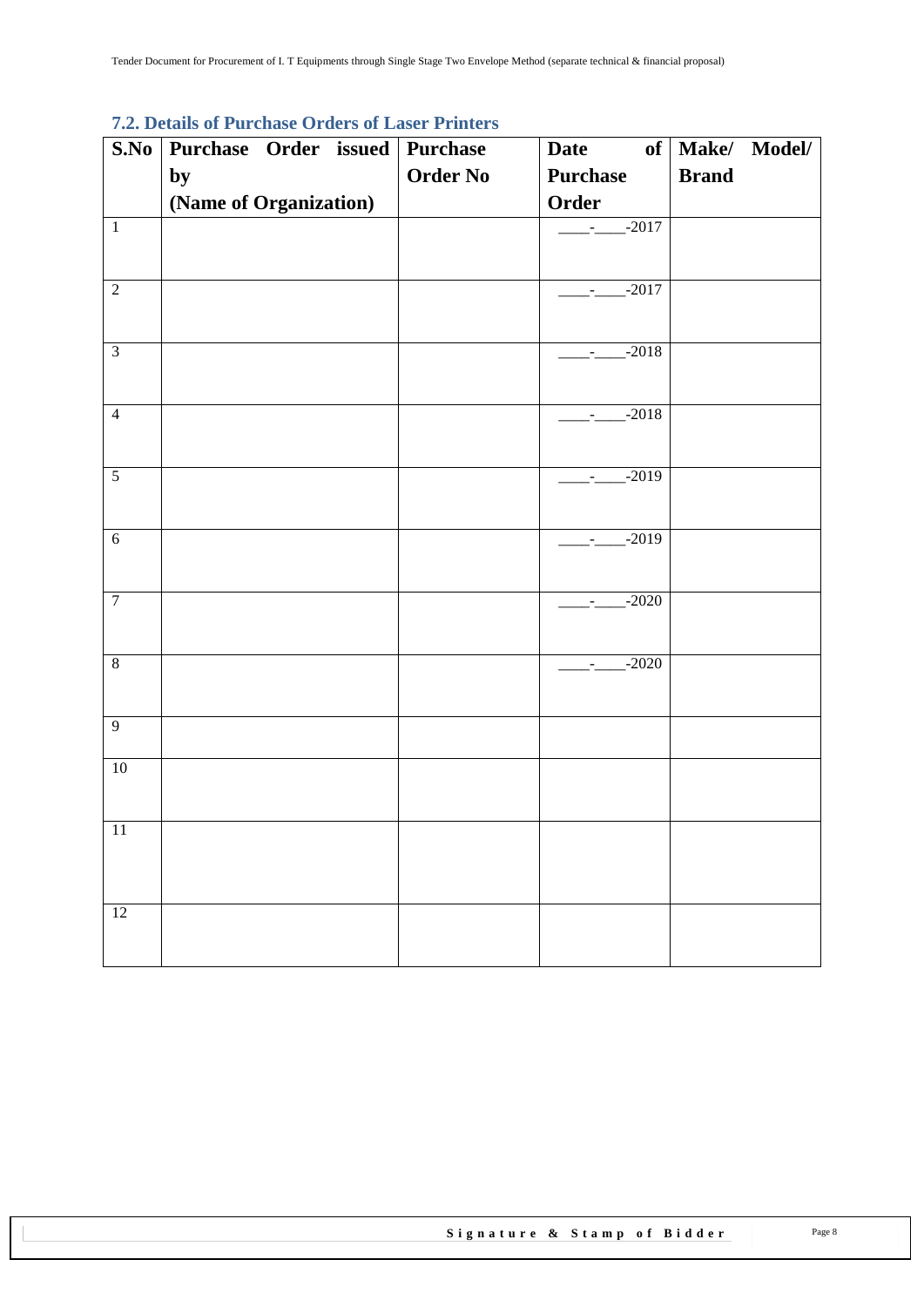### 7.2. Details of Purchase Orders of Laser Printers

| S.No | Purchase Order issued by (Name of Organization) | Purchase Order No | Date of Purchase Order | Make/ Model/ Brand |
|---|---|---|---|---|
| 1 | | | ____-____-2017 | |
| 2 | | | ____-____-2017 | |
| 3 | | | ____-____-2018 | |
| 4 | | | ____-____-2018 | |
| 5 | | | ____-____-2019 | |
| 6 | | | ____-____-2019 | |
| 7 | | | ____-____-2020 | |
| 8 | | | ____-____-2020 | |
| 9 | | | | |
| 10 | | | | |
| 11 | | | | |
| 12 | | | | |

**Signature & Stamp of Bidder**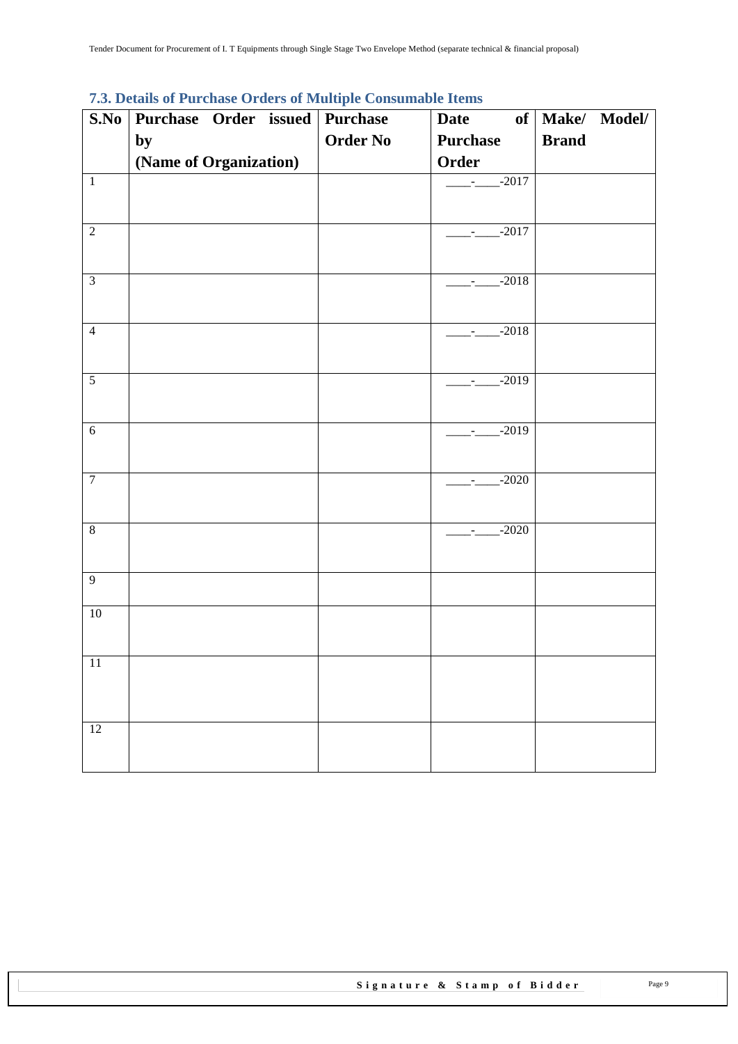### 7.3. Details of Purchase Orders of Multiple Consumable Items

| S.No | Purchase Order issued by (Name of Organization) | Purchase Order No | Date of Purchase Order | Make/ Model/ Brand |
|---|---|---|---|---|
| 1 | | | ____-____-2017 | |
| 2 | | | ____-____-2017 | |
| 3 | | | ____-____-2018 | |
| 4 | | | ____-____-2018 | |
| 5 | | | ____-____-2019 | |
| 6 | | | ____-____-2019 | |
| 7 | | | ____-____-2020 | |
| 8 | | | ____-____-2020 | |
| 9 | | | | |
| 10 | | | | |
| 11 | | | | |
| 12 | | | | |

**Signature & Stamp of Bidder**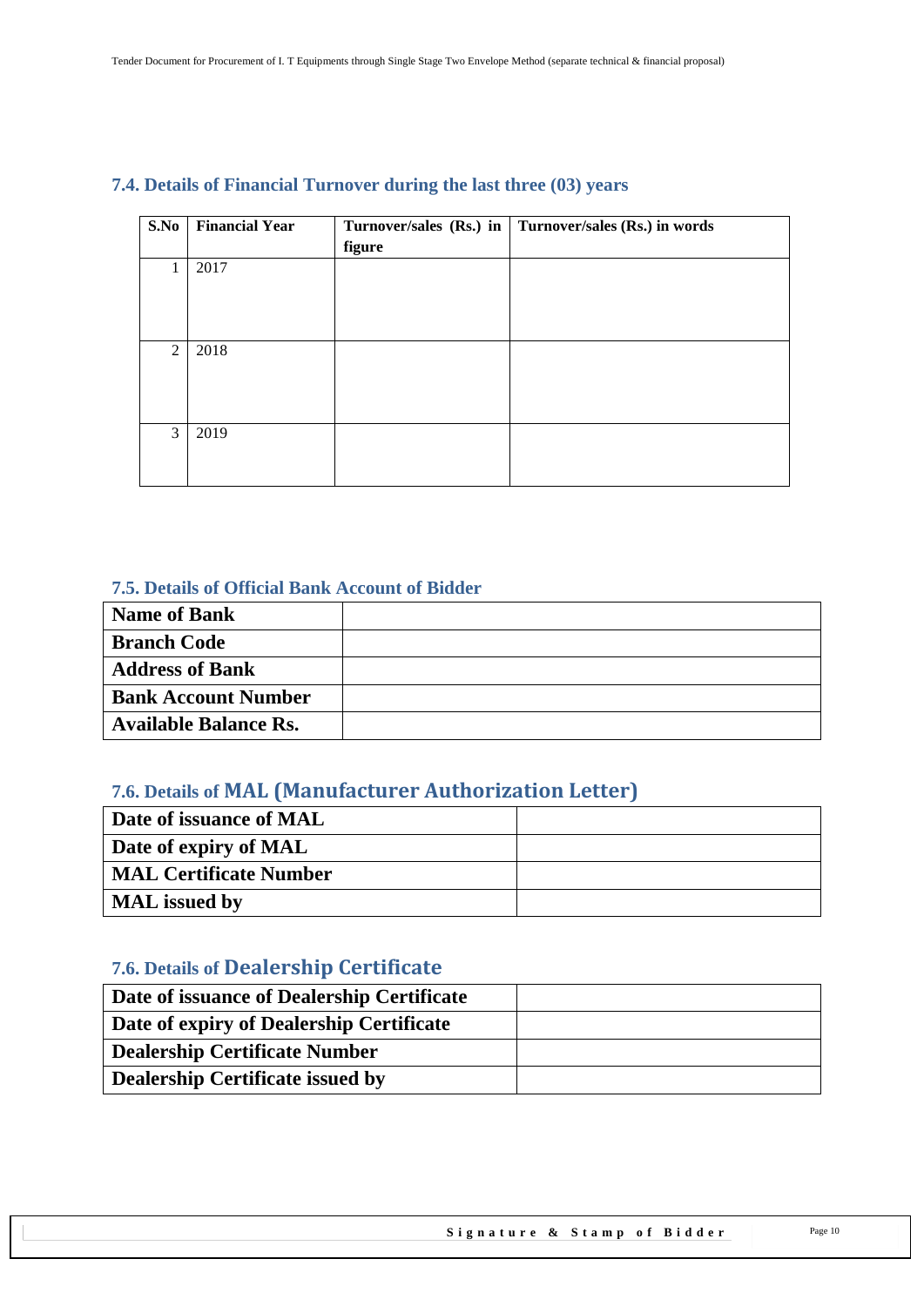### 7.4. Details of Financial Turnover during the last three (03) years

| S.No | Financial Year | Turnover/sales (Rs.) in figure | Turnover/sales (Rs.) in words |
|---|---|---|---|
| 1 | 2017 | | |
| 2 | 2018 | | |
| 3 | 2019 | | |

### 7.5. Details of Official Bank Account of Bidder

| **Name of Bank** | |
|---|---|
| **Branch Code** | |
| **Address of Bank** | |
| **Bank Account Number** | |
| **Available Balance Rs.** | |

### 7.6. Details of MAL (Manufacturer Authorization Letter)

| **Date of issuance of MAL** | |
|---|---|
| **Date of expiry of MAL** | |
| **MAL Certificate Number** | |
| **MAL issued by** | |

### 7.6. Details of Dealership Certificate

| **Date of issuance of Dealership Certificate** | |
|---|---|
| **Date of expiry of Dealership Certificate** | |
| **Dealership Certificate Number** | |
| **Dealership Certificate issued by** | |

**Signature & Stamp of Bidder**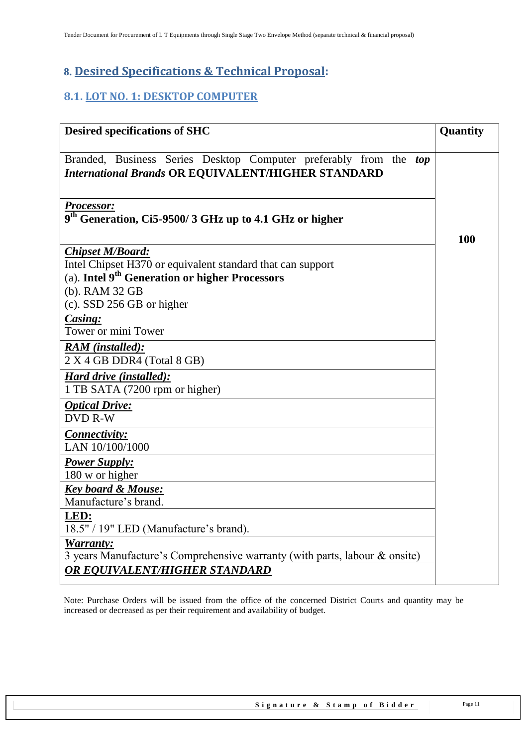## 8. Desired Specifications & Technical Proposal:

### 8.1. LOT NO. 1: DESKTOP COMPUTER

| Desired specifications of SHC | Quantity |
|---|---|
| Branded, Business Series Desktop Computer preferably from the ***top International Brands*** **OR EQUIVALENT/HIGHER STANDARD** | 100 |
| ***Processor:***<br>**9th Generation, Ci5-9500/ 3 GHz up to 4.1 GHz or higher** | |
| ***Chipset M/Board:***<br>Intel Chipset H370 or equivalent standard that can support<br>(a). **Intel 9th Generation or higher Processors**<br>(b). RAM 32 GB<br>(c). SSD 256 GB or higher | |
| ***Casing:***<br>Tower or mini Tower | |
| ***RAM (installed):***<br>2 X 4 GB DDR4 (Total 8 GB) | |
| ***Hard drive (installed):***<br>1 TB SATA (7200 rpm or higher) | |
| ***Optical Drive:***<br>DVD R-W | |
| ***Connectivity:***<br>LAN 10/100/1000 | |
| ***Power Supply:***<br>180 w or higher | |
| ***Key board & Mouse:***<br>Manufacture's brand. | |
| **LED:**<br>18.5" / 19" LED (Manufacture's brand). | |
| ***Warranty:***<br>3 years Manufacture's Comprehensive warranty (with parts, labour & onsite) | |
| ***OR EQUIVALENT/HIGHER STANDARD*** | |

Note: Purchase Orders will be issued from the office of the concerned District Courts and quantity may be increased or decreased as per their requirement and availability of budget.

**Signature & Stamp of Bidder**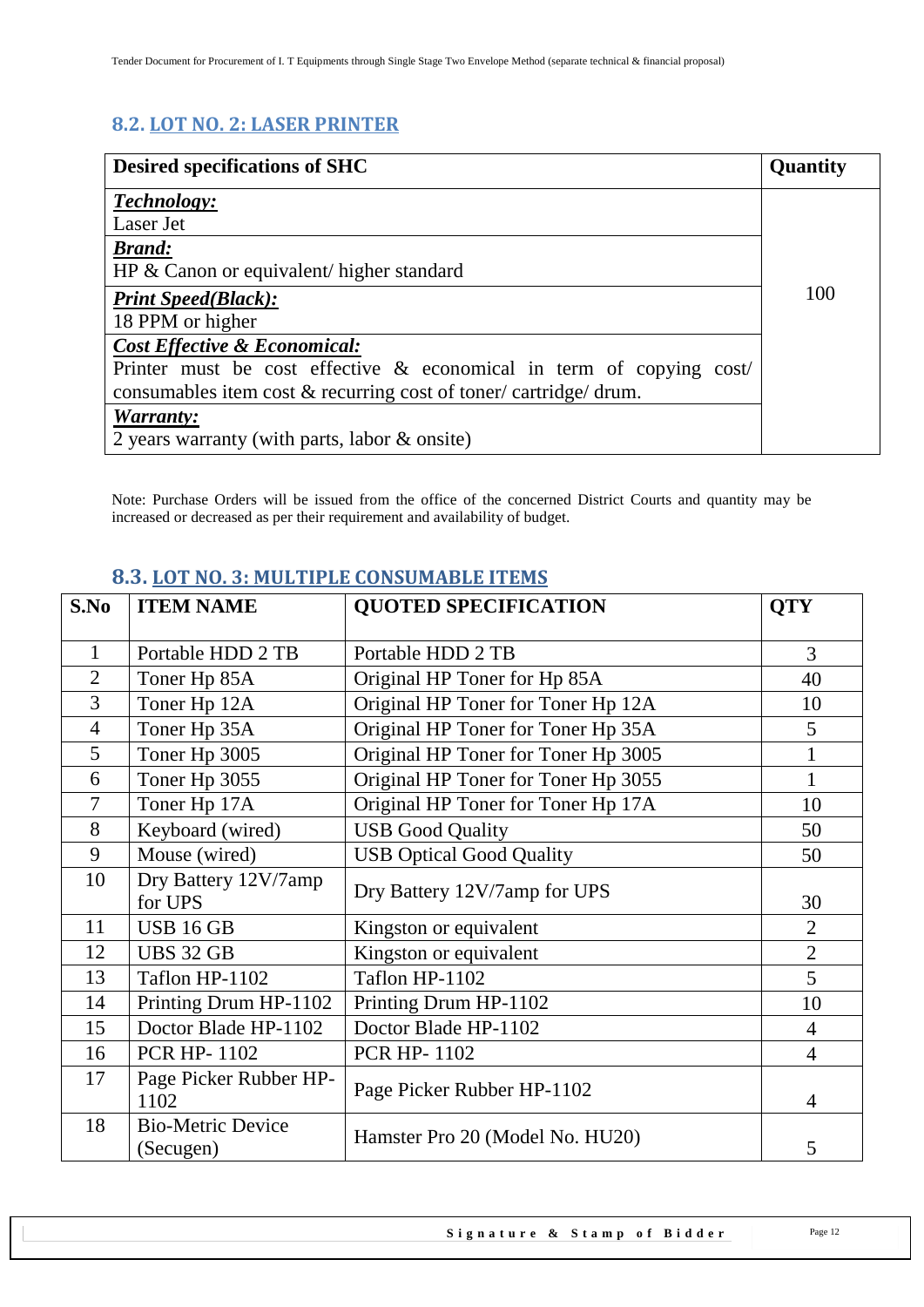## 8.2. LOT NO. 2: LASER PRINTER

| Desired specifications of SHC | Quantity |
|---|---|
| ***Technology:***<br>Laser Jet | 100 |
| ***Brand:***<br>HP & Canon or equivalent/ higher standard | |
| ***Print Speed(Black):***<br>18 PPM or higher | |
| ***Cost Effective & Economical:***<br>Printer must be cost effective & economical in term of copying cost/ consumables item cost & recurring cost of toner/ cartridge/ drum. | |
| ***Warranty:***<br>2 years warranty (with parts, labor & onsite) | |

Note: Purchase Orders will be issued from the office of the concerned District Courts and quantity may be increased or decreased as per their requirement and availability of budget.

## 8.3. LOT NO. 3: MULTIPLE CONSUMABLE ITEMS

| S.No | ITEM NAME | QUOTED SPECIFICATION | QTY |
|---|---|---|---|
| 1 | Portable HDD 2 TB | Portable HDD 2 TB | 3 |
| 2 | Toner Hp 85A | Original HP Toner for Hp 85A | 40 |
| 3 | Toner Hp 12A | Original HP Toner for Toner Hp 12A | 10 |
| 4 | Toner Hp 35A | Original HP Toner for Toner Hp 35A | 5 |
| 5 | Toner Hp 3005 | Original HP Toner for Toner Hp 3005 | 1 |
| 6 | Toner Hp 3055 | Original HP Toner for Toner Hp 3055 | 1 |
| 7 | Toner Hp 17A | Original HP Toner for Toner Hp 17A | 10 |
| 8 | Keyboard (wired) | USB Good Quality | 50 |
| 9 | Mouse (wired) | USB Optical Good Quality | 50 |
| 10 | Dry Battery 12V/7amp for UPS | Dry Battery 12V/7amp for UPS | 30 |
| 11 | USB 16 GB | Kingston or equivalent | 2 |
| 12 | UBS 32 GB | Kingston or equivalent | 2 |
| 13 | Taflon HP-1102 | Taflon HP-1102 | 5 |
| 14 | Printing Drum HP-1102 | Printing Drum HP-1102 | 10 |
| 15 | Doctor Blade HP-1102 | Doctor Blade HP-1102 | 4 |
| 16 | PCR HP- 1102 | PCR HP- 1102 | 4 |
| 17 | Page Picker Rubber HP-1102 | Page Picker Rubber HP-1102 | 4 |
| 18 | Bio-Metric Device (Secugen) | Hamster Pro 20 (Model No. HU20) | 5 |

Signature & Stamp of Bidder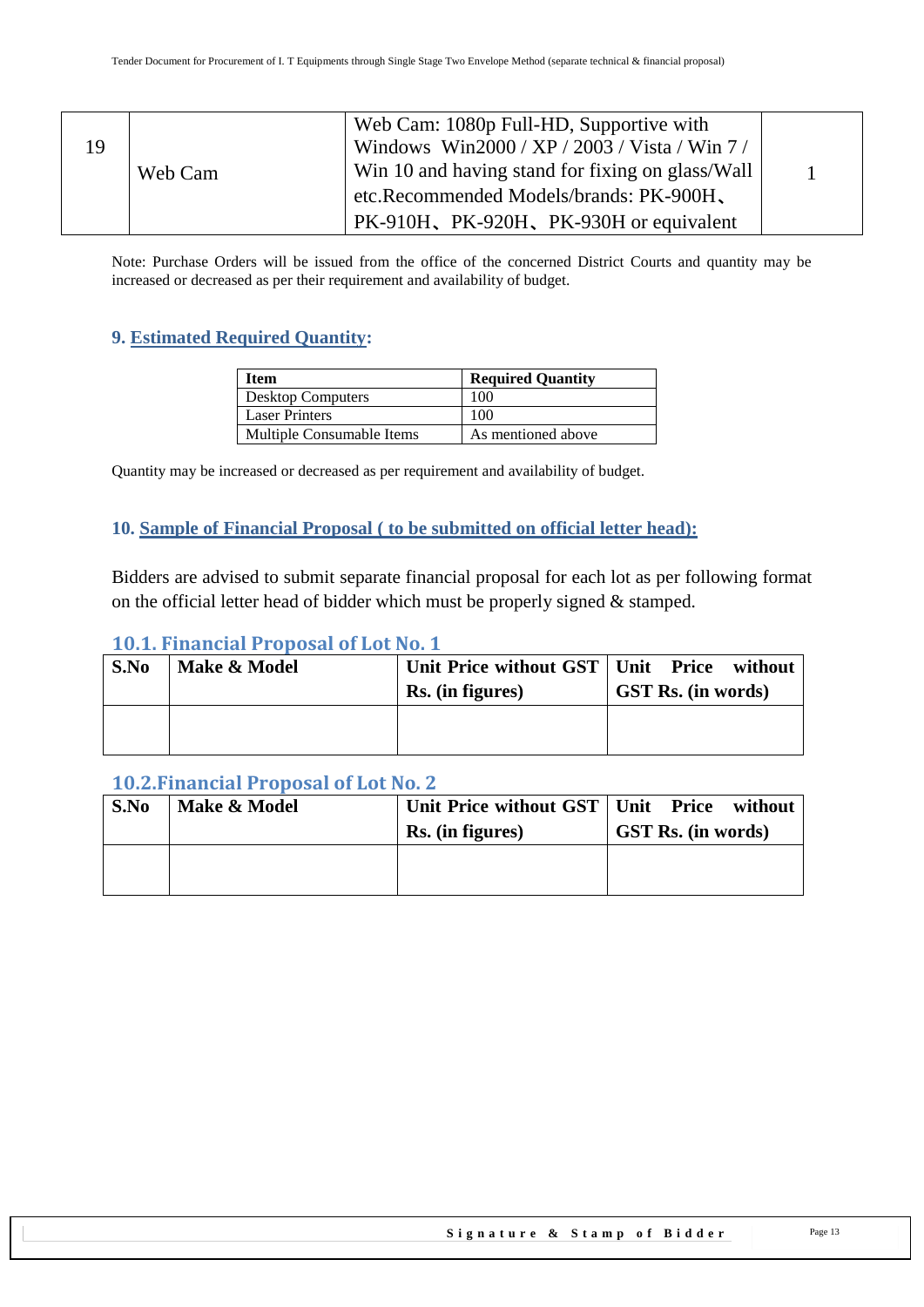| 19 | Web Cam | Web Cam: 1080p Full-HD, Supportive with Windows Win2000 / XP / 2003 / Vista / Win 7 / Win 10 and having stand for fixing on glass/Wall etc.Recommended Models/brands: PK-900H、PK-910H、PK-920H、PK-930H or equivalent | 1 |
|---|---|---|---|

Note: Purchase Orders will be issued from the office of the concerned District Courts and quantity may be increased or decreased as per their requirement and availability of budget.

## 9. Estimated Required Quantity:

| Item | Required Quantity |
|---|---|
| Desktop Computers | 100 |
| Laser Printers | 100 |
| Multiple Consumable Items | As mentioned above |

Quantity may be increased or decreased as per requirement and availability of budget.

## 10. Sample of Financial Proposal ( to be submitted on official letter head):

Bidders are advised to submit separate financial proposal for each lot as per following format on the official letter head of bidder which must be properly signed & stamped.

### 10.1. Financial Proposal of Lot No. 1

| S.No | Make & Model | Unit Price without GST Rs. (in figures) | Unit Price without GST Rs. (in words) |
|---|---|---|---|
| | | | |

### 10.2.Financial Proposal of Lot No. 2

| S.No | Make & Model | Unit Price without GST Rs. (in figures) | Unit Price without GST Rs. (in words) |
|---|---|---|---|
| | | | |

Signature & Stamp of Bidder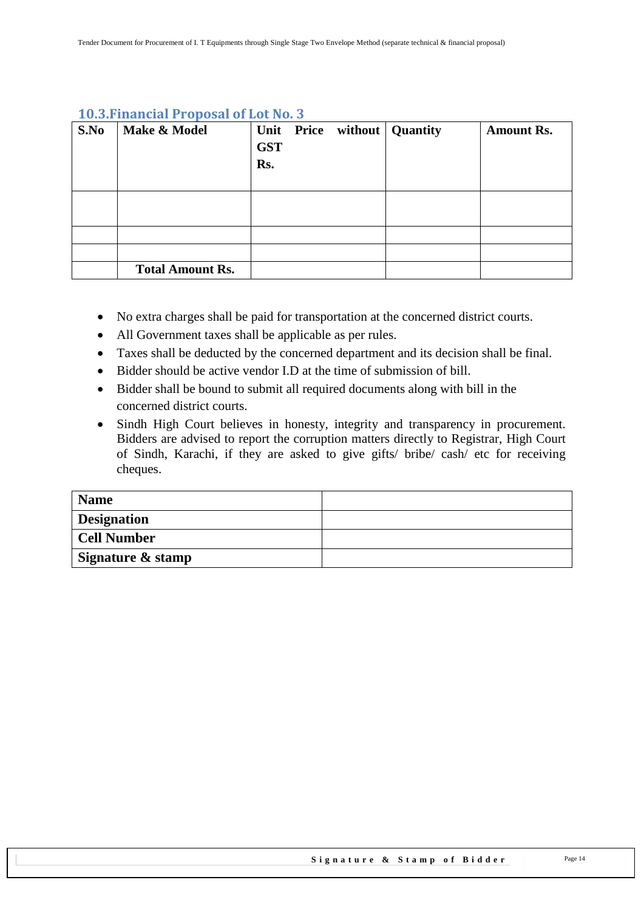## 10.3.Financial Proposal of Lot No. 3

| S.No | Make & Model | Unit Price without GST Rs. | Quantity | Amount Rs. |
| --- | --- | --- | --- | --- |
| | | | | |
| | | | | |
| | | | | |
| | **Total Amount Rs.** | | | |

- No extra charges shall be paid for transportation at the concerned district courts.
- All Government taxes shall be applicable as per rules.
- Taxes shall be deducted by the concerned department and its decision shall be final.
- Bidder should be active vendor I.D at the time of submission of bill.
- Bidder shall be bound to submit all required documents along with bill in the concerned district courts.
- Sindh High Court believes in honesty, integrity and transparency in procurement. Bidders are advised to report the corruption matters directly to Registrar, High Court of Sindh, Karachi, if they are asked to give gifts/ bribe/ cash/ etc for receiving cheques.

| **Name** | |
| --- | --- |
| **Designation** | |
| **Cell Number** | |
| **Signature & stamp** | |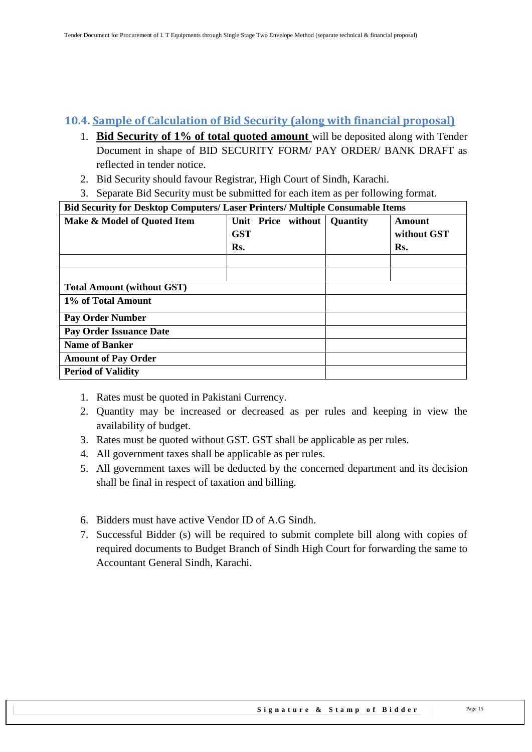## 10.4. Sample of Calculation of Bid Security (along with financial proposal)

1. **Bid Security of 1% of total quoted amount** will be deposited along with Tender Document in shape of BID SECURITY FORM/ PAY ORDER/ BANK DRAFT as reflected in tender notice.
2. Bid Security should favour Registrar, High Court of Sindh, Karachi.
3. Separate Bid Security must be submitted for each item as per following format.

| **Bid Security for Desktop Computers/ Laser Printers/ Multiple Consumable Items** | | | |
|---|---|---|---|
| **Make & Model of Quoted Item** | **Unit Price without GST Rs.** | **Quantity** | **Amount without GST Rs.** |
| | | | |
| | | | |
| **Total Amount (without GST)** | | | |
| **1% of Total Amount** | | | |
| **Pay Order Number** | | | |
| **Pay Order Issuance Date** | | | |
| **Name of Banker** | | | |
| **Amount of Pay Order** | | | |
| **Period of Validity** | | | |

1. Rates must be quoted in Pakistani Currency.
2. Quantity may be increased or decreased as per rules and keeping in view the availability of budget.
3. Rates must be quoted without GST. GST shall be applicable as per rules.
4. All government taxes shall be applicable as per rules.
5. All government taxes will be deducted by the concerned department and its decision shall be final in respect of taxation and billing.
6. Bidders must have active Vendor ID of A.G Sindh.
7. Successful Bidder (s) will be required to submit complete bill along with copies of required documents to Budget Branch of Sindh High Court for forwarding the same to Accountant General Sindh, Karachi.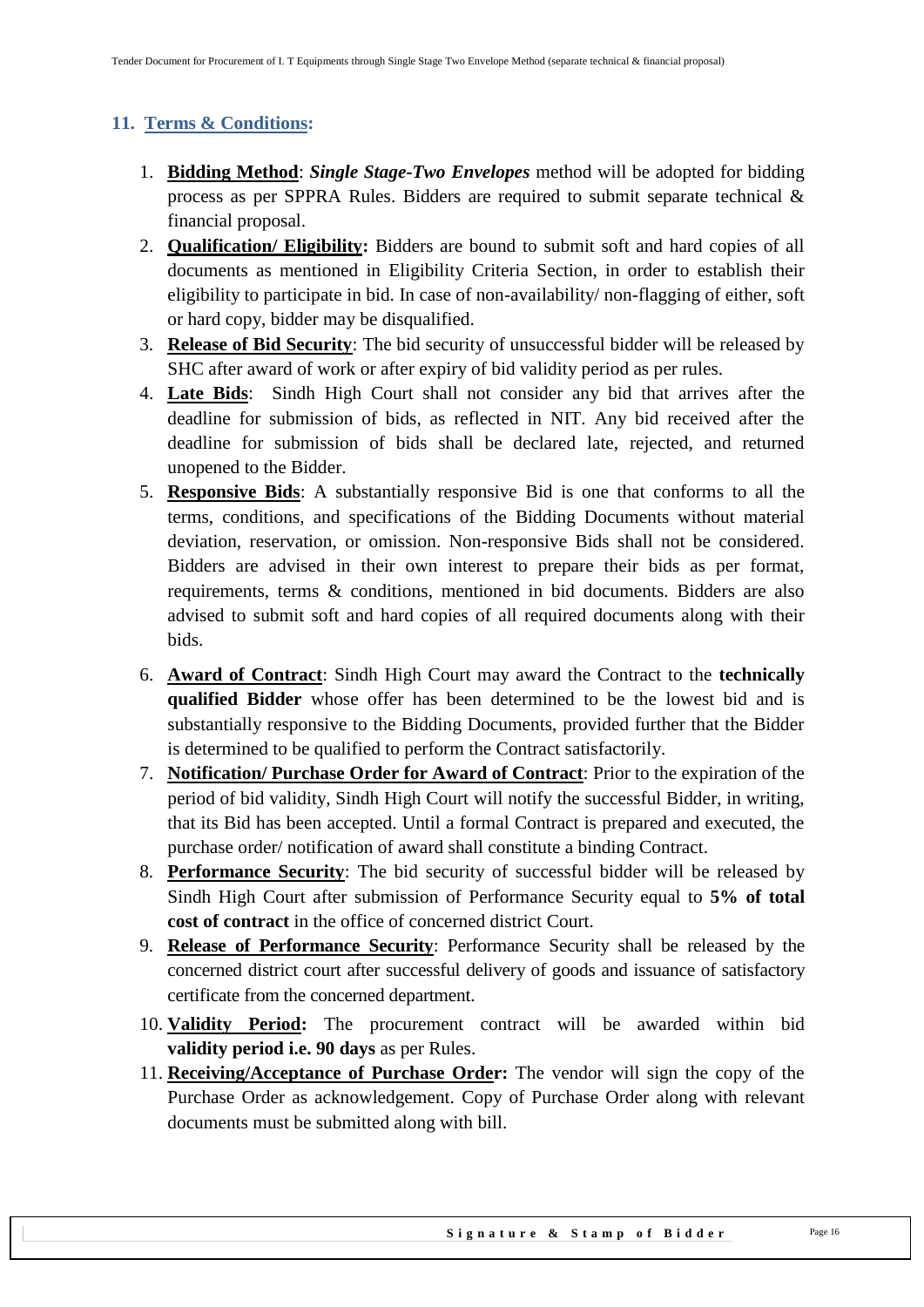## 11. Terms & Conditions:

1. **Bidding Method**: ***Single Stage-Two Envelopes*** method will be adopted for bidding process as per SPPRA Rules. Bidders are required to submit separate technical & financial proposal.
2. **Qualification/ Eligibility:** Bidders are bound to submit soft and hard copies of all documents as mentioned in Eligibility Criteria Section, in order to establish their eligibility to participate in bid. In case of non-availability/ non-flagging of either, soft or hard copy, bidder may be disqualified.
3. **Release of Bid Security**: The bid security of unsuccessful bidder will be released by SHC after award of work or after expiry of bid validity period as per rules.
4. **Late Bids**: Sindh High Court shall not consider any bid that arrives after the deadline for submission of bids, as reflected in NIT. Any bid received after the deadline for submission of bids shall be declared late, rejected, and returned unopened to the Bidder.
5. **Responsive Bids**: A substantially responsive Bid is one that conforms to all the terms, conditions, and specifications of the Bidding Documents without material deviation, reservation, or omission. Non-responsive Bids shall not be considered. Bidders are advised in their own interest to prepare their bids as per format, requirements, terms & conditions, mentioned in bid documents. Bidders are also advised to submit soft and hard copies of all required documents along with their bids.
6. **Award of Contract**: Sindh High Court may award the Contract to the **technically qualified Bidder** whose offer has been determined to be the lowest bid and is substantially responsive to the Bidding Documents, provided further that the Bidder is determined to be qualified to perform the Contract satisfactorily.
7. **Notification/ Purchase Order for Award of Contract**: Prior to the expiration of the period of bid validity, Sindh High Court will notify the successful Bidder, in writing, that its Bid has been accepted. Until a formal Contract is prepared and executed, the purchase order/ notification of award shall constitute a binding Contract.
8. **Performance Security**: The bid security of successful bidder will be released by Sindh High Court after submission of Performance Security equal to **5% of total cost of contract** in the office of concerned district Court.
9. **Release of Performance Security**: Performance Security shall be released by the concerned district court after successful delivery of goods and issuance of satisfactory certificate from the concerned department.
10. **Validity Period:** The procurement contract will be awarded within bid **validity period i.e. 90 days** as per Rules.
11. **Receiving/Acceptance of Purchase Order:** The vendor will sign the copy of the Purchase Order as acknowledgement. Copy of Purchase Order along with relevant documents must be submitted along with bill.

Signature & Stamp of Bidder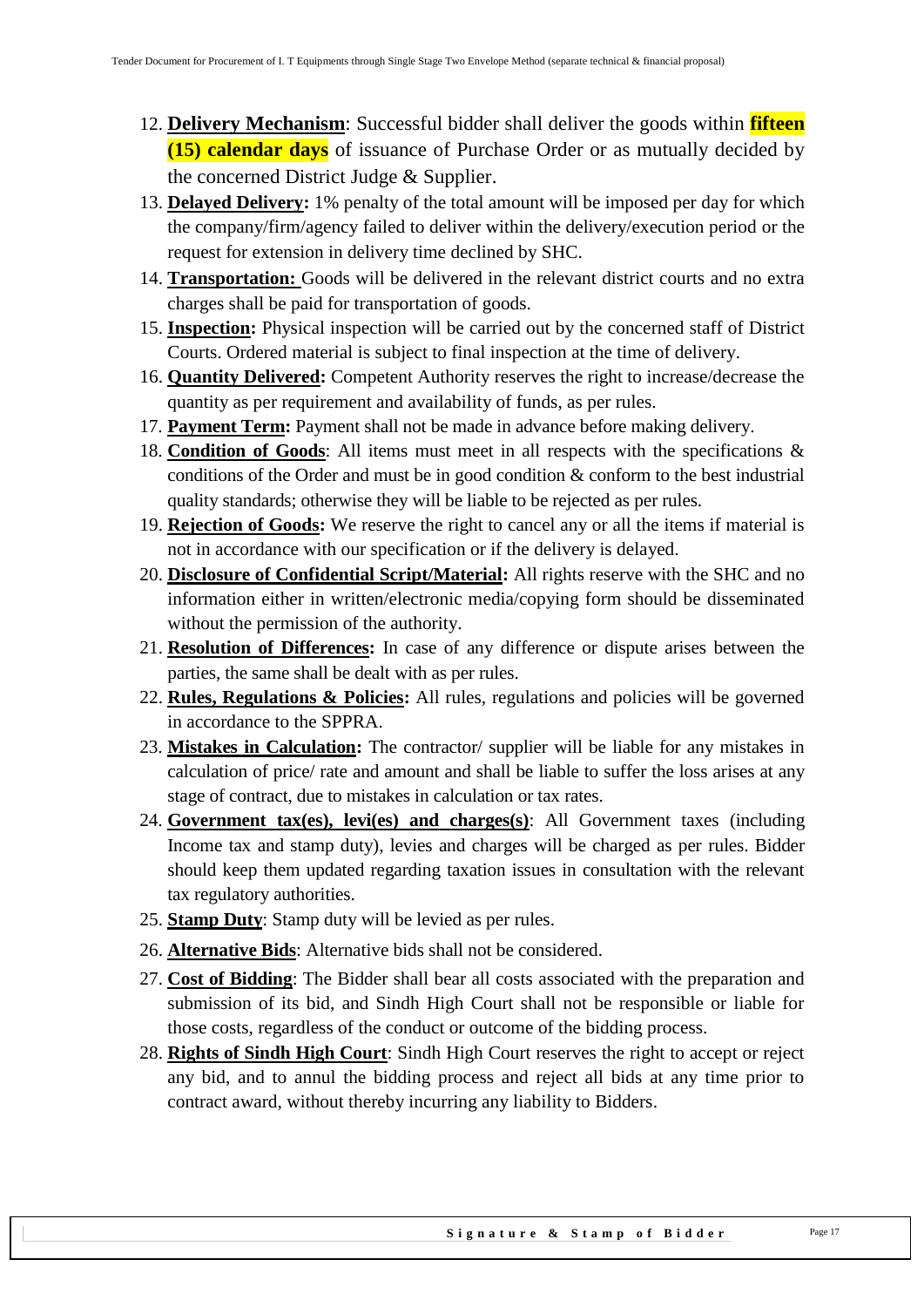12. **Delivery Mechanism**: Successful bidder shall deliver the goods within **fifteen (15) calendar days** of issuance of Purchase Order or as mutually decided by the concerned District Judge & Supplier.
13. **Delayed Delivery:** 1% penalty of the total amount will be imposed per day for which the company/firm/agency failed to deliver within the delivery/execution period or the request for extension in delivery time declined by SHC.
14. **Transportation:** Goods will be delivered in the relevant district courts and no extra charges shall be paid for transportation of goods.
15. **Inspection:** Physical inspection will be carried out by the concerned staff of District Courts. Ordered material is subject to final inspection at the time of delivery.
16. **Quantity Delivered:** Competent Authority reserves the right to increase/decrease the quantity as per requirement and availability of funds, as per rules.
17. **Payment Term:** Payment shall not be made in advance before making delivery.
18. **Condition of Goods**: All items must meet in all respects with the specifications & conditions of the Order and must be in good condition & conform to the best industrial quality standards; otherwise they will be liable to be rejected as per rules.
19. **Rejection of Goods:** We reserve the right to cancel any or all the items if material is not in accordance with our specification or if the delivery is delayed.
20. **Disclosure of Confidential Script/Material:** All rights reserve with the SHC and no information either in written/electronic media/copying form should be disseminated without the permission of the authority.
21. **Resolution of Differences:** In case of any difference or dispute arises between the parties, the same shall be dealt with as per rules.
22. **Rules, Regulations & Policies:** All rules, regulations and policies will be governed in accordance to the SPPRA.
23. **Mistakes in Calculation:** The contractor/ supplier will be liable for any mistakes in calculation of price/ rate and amount and shall be liable to suffer the loss arises at any stage of contract, due to mistakes in calculation or tax rates.
24. **Government tax(es), levi(es) and charges(s)**: All Government taxes (including Income tax and stamp duty), levies and charges will be charged as per rules. Bidder should keep them updated regarding taxation issues in consultation with the relevant tax regulatory authorities.
25. **Stamp Duty**: Stamp duty will be levied as per rules.
26. **Alternative Bids**: Alternative bids shall not be considered.
27. **Cost of Bidding**: The Bidder shall bear all costs associated with the preparation and submission of its bid, and Sindh High Court shall not be responsible or liable for those costs, regardless of the conduct or outcome of the bidding process.
28. **Rights of Sindh High Court**: Sindh High Court reserves the right to accept or reject any bid, and to annul the bidding process and reject all bids at any time prior to contract award, without thereby incurring any liability to Bidders.

**Signature & Stamp of Bidder**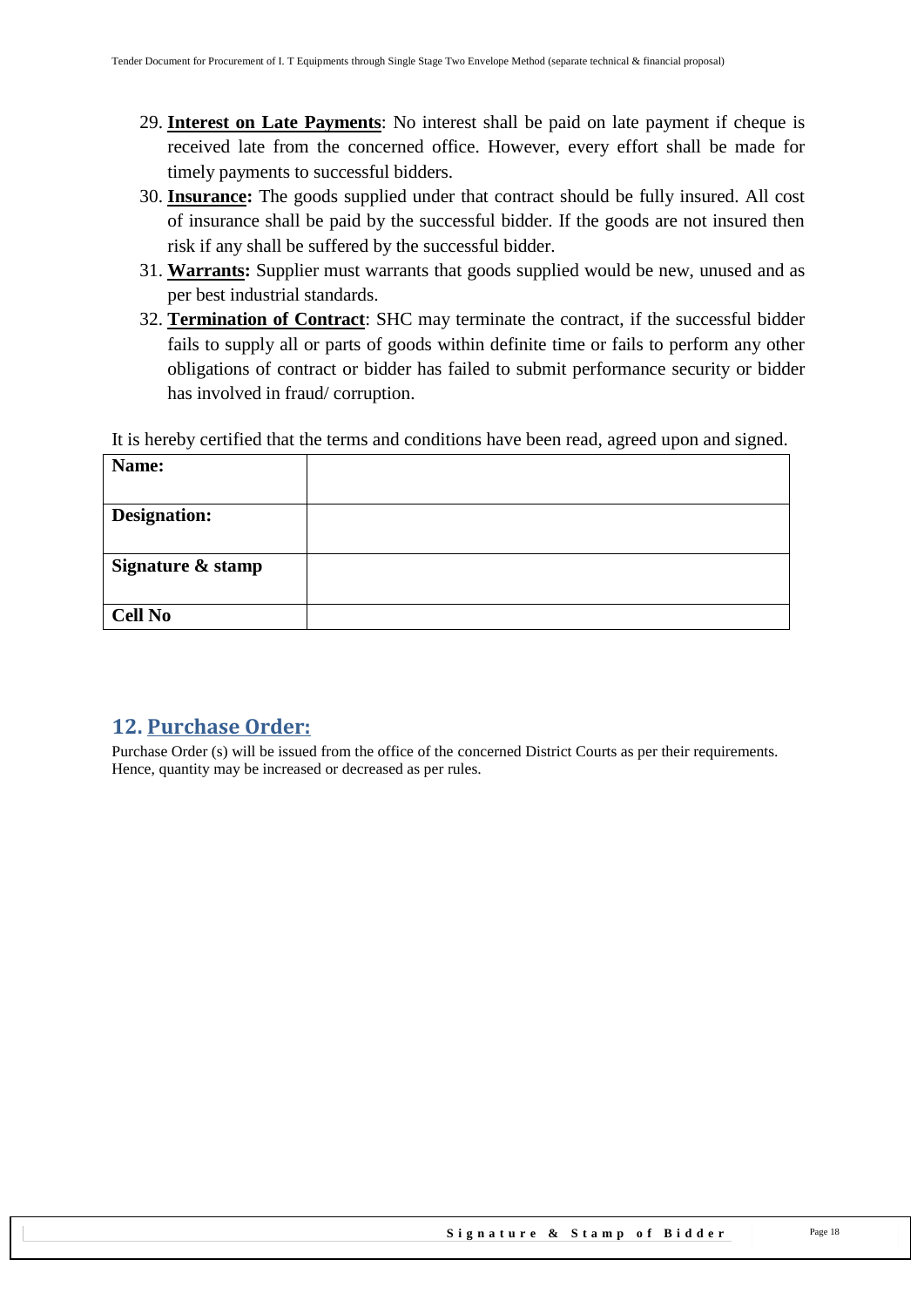29. **Interest on Late Payments**: No interest shall be paid on late payment if cheque is received late from the concerned office. However, every effort shall be made for timely payments to successful bidders.
30. **Insurance:** The goods supplied under that contract should be fully insured. All cost of insurance shall be paid by the successful bidder. If the goods are not insured then risk if any shall be suffered by the successful bidder.
31. **Warrants:** Supplier must warrants that goods supplied would be new, unused and as per best industrial standards.
32. **Termination of Contract**: SHC may terminate the contract, if the successful bidder fails to supply all or parts of goods within definite time or fails to perform any other obligations of contract or bidder has failed to submit performance security or bidder has involved in fraud/ corruption.

It is hereby certified that the terms and conditions have been read, agreed upon and signed.

| **Name:** | |
|---|---|
| **Designation:** | |
| **Signature & stamp** | |
| **Cell No** | |

## 12. Purchase Order:

Purchase Order (s) will be issued from the office of the concerned District Courts as per their requirements. Hence, quantity may be increased or decreased as per rules.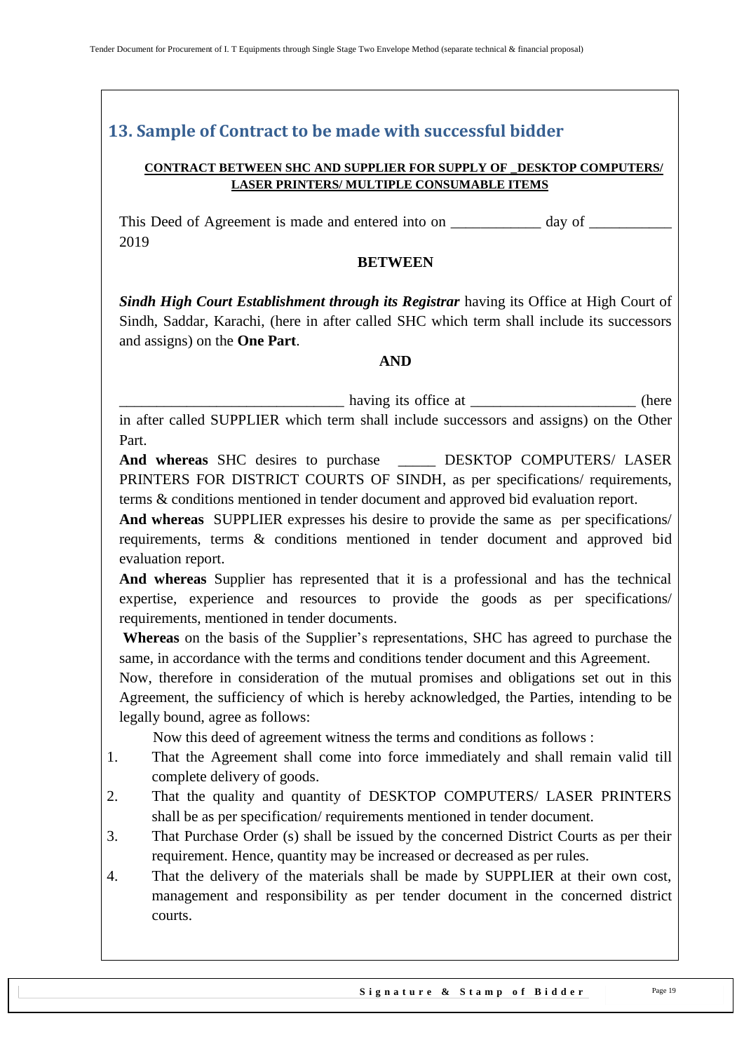## 13. Sample of Contract to be made with successful bidder

**CONTRACT BETWEEN SHC AND SUPPLIER FOR SUPPLY OF _DESKTOP COMPUTERS/ LASER PRINTERS/ MULTIPLE CONSUMABLE ITEMS**

This Deed of Agreement is made and entered into on ____________ day of ___________ 2019

**BETWEEN**

***Sindh High Court Establishment through its Registrar*** having its Office at High Court of Sindh, Saddar, Karachi, (here in after called SHC which term shall include its successors and assigns) on the **One Part**.

**AND**

______________________________ having its office at ______________________ (here in after called SUPPLIER which term shall include successors and assigns) on the Other Part.

**And whereas** SHC desires to purchase _____ DESKTOP COMPUTERS/ LASER PRINTERS FOR DISTRICT COURTS OF SINDH, as per specifications/ requirements, terms & conditions mentioned in tender document and approved bid evaluation report.

**And whereas** SUPPLIER expresses his desire to provide the same as per specifications/ requirements, terms & conditions mentioned in tender document and approved bid evaluation report.

**And whereas** Supplier has represented that it is a professional and has the technical expertise, experience and resources to provide the goods as per specifications/ requirements, mentioned in tender documents.

**Whereas** on the basis of the Supplier's representations, SHC has agreed to purchase the same, in accordance with the terms and conditions tender document and this Agreement.

Now, therefore in consideration of the mutual promises and obligations set out in this Agreement, the sufficiency of which is hereby acknowledged, the Parties, intending to be legally bound, agree as follows:

Now this deed of agreement witness the terms and conditions as follows :

1. That the Agreement shall come into force immediately and shall remain valid till complete delivery of goods.
2. That the quality and quantity of DESKTOP COMPUTERS/ LASER PRINTERS shall be as per specification/ requirements mentioned in tender document.
3. That Purchase Order (s) shall be issued by the concerned District Courts as per their requirement. Hence, quantity may be increased or decreased as per rules.
4. That the delivery of the materials shall be made by SUPPLIER at their own cost, management and responsibility as per tender document in the concerned district courts.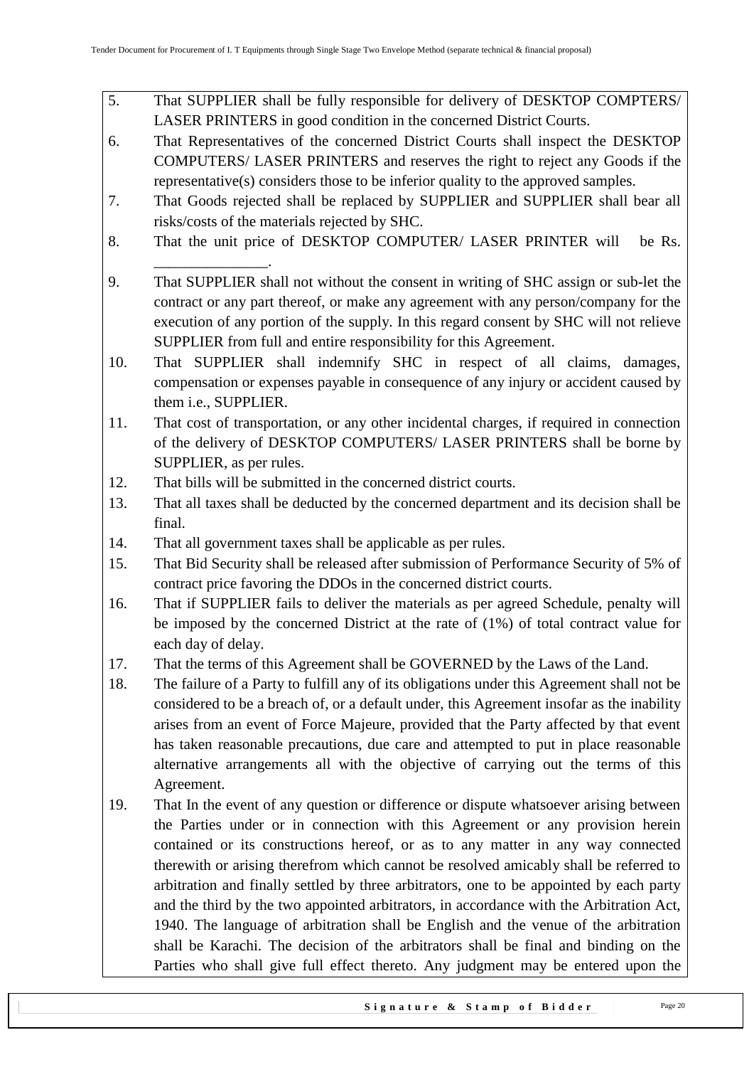5. That SUPPLIER shall be fully responsible for delivery of DESKTOP COMPTERS/ LASER PRINTERS in good condition in the concerned District Courts.
6. That Representatives of the concerned District Courts shall inspect the DESKTOP COMPUTERS/ LASER PRINTERS and reserves the right to reject any Goods if the representative(s) considers those to be inferior quality to the approved samples.
7. That Goods rejected shall be replaced by SUPPLIER and SUPPLIER shall bear all risks/costs of the materials rejected by SHC.
8. That the unit price of DESKTOP COMPUTER/ LASER PRINTER will be Rs. _______________.
9. That SUPPLIER shall not without the consent in writing of SHC assign or sub-let the contract or any part thereof, or make any agreement with any person/company for the execution of any portion of the supply. In this regard consent by SHC will not relieve SUPPLIER from full and entire responsibility for this Agreement.
10. That SUPPLIER shall indemnify SHC in respect of all claims, damages, compensation or expenses payable in consequence of any injury or accident caused by them i.e., SUPPLIER.
11. That cost of transportation, or any other incidental charges, if required in connection of the delivery of DESKTOP COMPUTERS/ LASER PRINTERS shall be borne by SUPPLIER, as per rules.
12. That bills will be submitted in the concerned district courts.
13. That all taxes shall be deducted by the concerned department and its decision shall be final.
14. That all government taxes shall be applicable as per rules.
15. That Bid Security shall be released after submission of Performance Security of 5% of contract price favoring the DDOs in the concerned district courts.
16. That if SUPPLIER fails to deliver the materials as per agreed Schedule, penalty will be imposed by the concerned District at the rate of (1%) of total contract value for each day of delay.
17. That the terms of this Agreement shall be GOVERNED by the Laws of the Land.
18. The failure of a Party to fulfill any of its obligations under this Agreement shall not be considered to be a breach of, or a default under, this Agreement insofar as the inability arises from an event of Force Majeure, provided that the Party affected by that event has taken reasonable precautions, due care and attempted to put in place reasonable alternative arrangements all with the objective of carrying out the terms of this Agreement.
19. That In the event of any question or difference or dispute whatsoever arising between the Parties under or in connection with this Agreement or any provision herein contained or its constructions hereof, or as to any matter in any way connected therewith or arising therefrom which cannot be resolved amicably shall be referred to arbitration and finally settled by three arbitrators, one to be appointed by each party and the third by the two appointed arbitrators, in accordance with the Arbitration Act, 1940. The language of arbitration shall be English and the venue of the arbitration shall be Karachi. The decision of the arbitrators shall be final and binding on the Parties who shall give full effect thereto. Any judgment may be entered upon the

**Signature & Stamp of Bidder**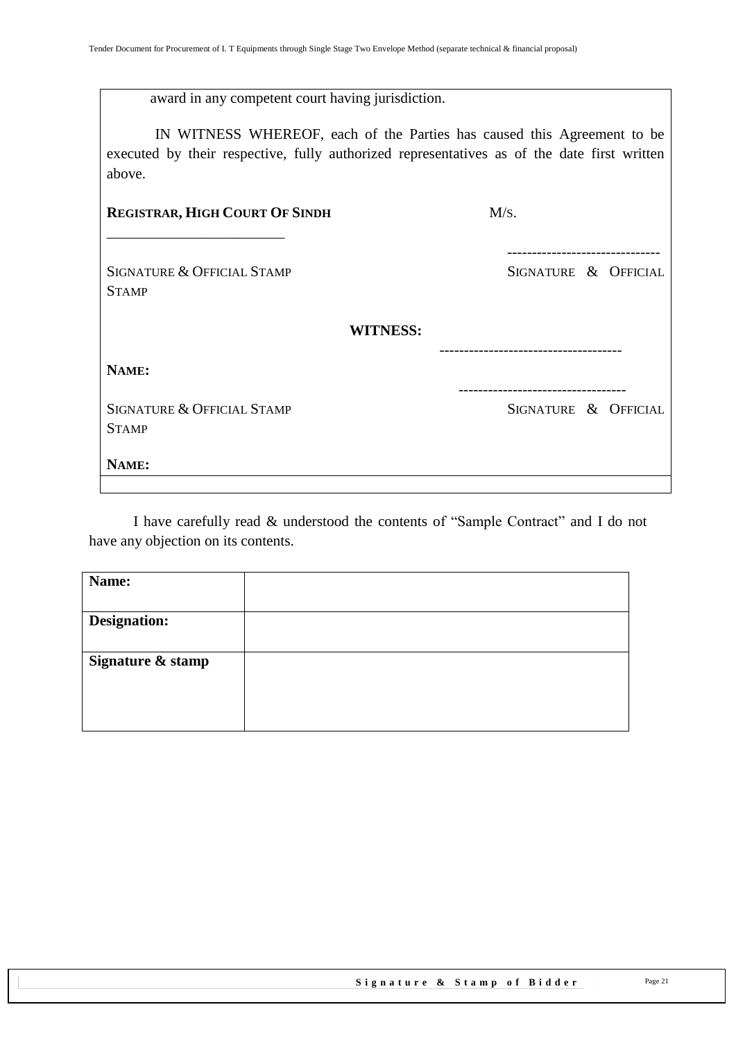award in any competent court having jurisdiction.

IN WITNESS WHEREOF, each of the Parties has caused this Agreement to be executed by their respective, fully authorized representatives as of the date first written above.

| **REGISTRAR, HIGH COURT OF SINDH** | M/S. |
|---|---|
| ________________________ | ------------------------------ |
| SIGNATURE & OFFICIAL STAMP | SIGNATURE & OFFICIAL STAMP |

**WITNESS:**

| | ------------------------------------ |
|---|---|
| **NAME:** | ---------------------------------- |
| SIGNATURE & OFFICIAL STAMP | SIGNATURE & OFFICIAL STAMP |
| **NAME:** | |

I have carefully read & understood the contents of "Sample Contract" and I do not have any objection on its contents.

| **Name:** | |
|---|---|
| **Designation:** | |
| **Signature & stamp** | |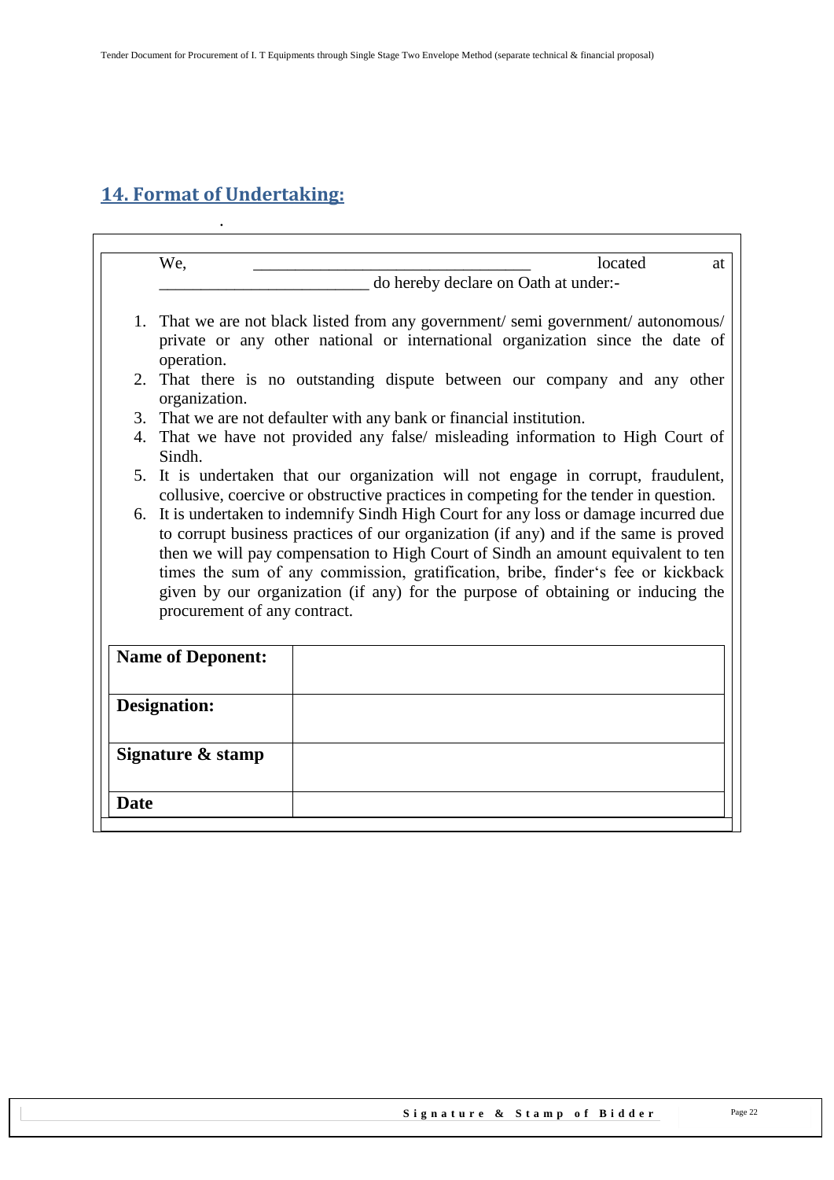## 14. Format of Undertaking:

We, ________________________________ located at ________________________ do hereby declare on Oath at under:-

1. That we are not black listed from any government/ semi government/ autonomous/ private or any other national or international organization since the date of operation.
2. That there is no outstanding dispute between our company and any other organization.
3. That we are not defaulter with any bank or financial institution.
4. That we have not provided any false/ misleading information to High Court of Sindh.
5. It is undertaken that our organization will not engage in corrupt, fraudulent, collusive, coercive or obstructive practices in competing for the tender in question.
6. It is undertaken to indemnify Sindh High Court for any loss or damage incurred due to corrupt business practices of our organization (if any) and if the same is proved then we will pay compensation to High Court of Sindh an amount equivalent to ten times the sum of any commission, gratification, bribe, finder's fee or kickback given by our organization (if any) for the purpose of obtaining or inducing the procurement of any contract.

| **Name of Deponent:** | |
|---|---|
| **Designation:** | |
| **Signature & stamp** | |
| **Date** | |

**Signature & Stamp of Bidder**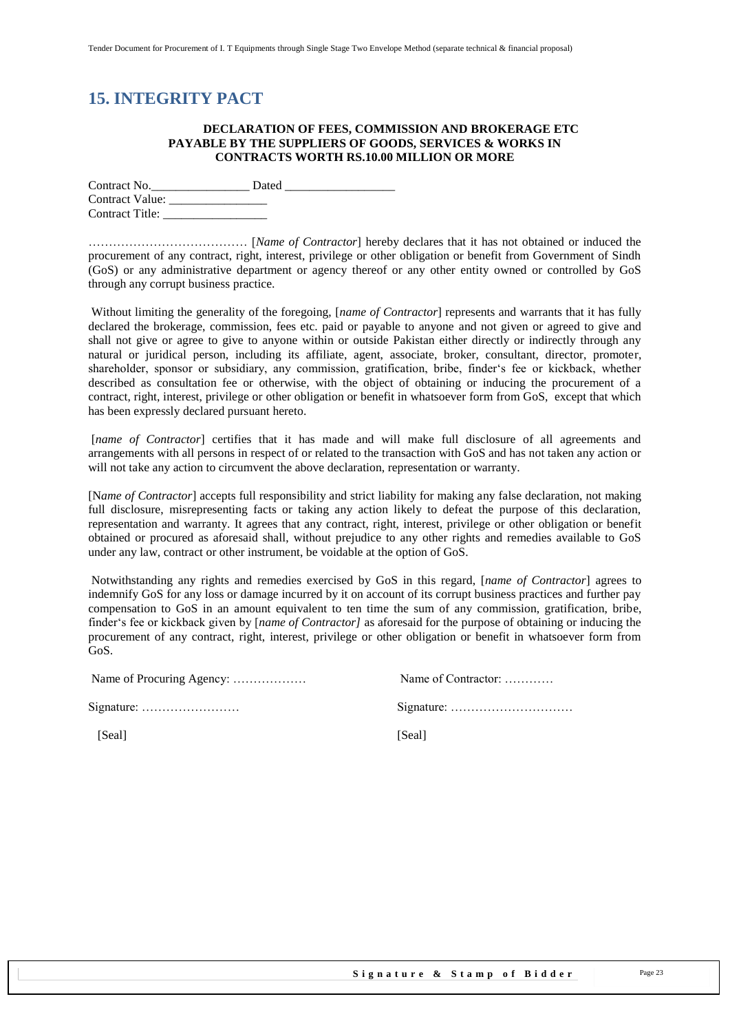# 15. INTEGRITY PACT

**DECLARATION OF FEES, COMMISSION AND BROKERAGE ETC PAYABLE BY THE SUPPLIERS OF GOODS, SERVICES & WORKS IN CONTRACTS WORTH RS.10.00 MILLION OR MORE**

Contract No.________________ Dated __________________
Contract Value: ________________
Contract Title: _________________

………………………………… [*Name of Contractor*] hereby declares that it has not obtained or induced the procurement of any contract, right, interest, privilege or other obligation or benefit from Government of Sindh (GoS) or any administrative department or agency thereof or any other entity owned or controlled by GoS through any corrupt business practice.

Without limiting the generality of the foregoing, [*name of Contractor*] represents and warrants that it has fully declared the brokerage, commission, fees etc. paid or payable to anyone and not given or agreed to give and shall not give or agree to give to anyone within or outside Pakistan either directly or indirectly through any natural or juridical person, including its affiliate, agent, associate, broker, consultant, director, promoter, shareholder, sponsor or subsidiary, any commission, gratification, bribe, finder's fee or kickback, whether described as consultation fee or otherwise, with the object of obtaining or inducing the procurement of a contract, right, interest, privilege or other obligation or benefit in whatsoever form from GoS, except that which has been expressly declared pursuant hereto.

[*name of Contractor*] certifies that it has made and will make full disclosure of all agreements and arrangements with all persons in respect of or related to the transaction with GoS and has not taken any action or will not take any action to circumvent the above declaration, representation or warranty.

[N*ame of Contractor*] accepts full responsibility and strict liability for making any false declaration, not making full disclosure, misrepresenting facts or taking any action likely to defeat the purpose of this declaration, representation and warranty. It agrees that any contract, right, interest, privilege or other obligation or benefit obtained or procured as aforesaid shall, without prejudice to any other rights and remedies available to GoS under any law, contract or other instrument, be voidable at the option of GoS.

Notwithstanding any rights and remedies exercised by GoS in this regard, [*name of Contractor*] agrees to indemnify GoS for any loss or damage incurred by it on account of its corrupt business practices and further pay compensation to GoS in an amount equivalent to ten time the sum of any commission, gratification, bribe, finder's fee or kickback given by [*name of Contractor]* as aforesaid for the purpose of obtaining or inducing the procurement of any contract, right, interest, privilege or other obligation or benefit in whatsoever form from GoS.

| | |
|---|---|
| Name of Procuring Agency: ……………… | Name of Contractor: ………… |
| Signature: …………………… | Signature: ………………………… |
| [Seal] | [Seal] |

**Signature & Stamp of Bidder**